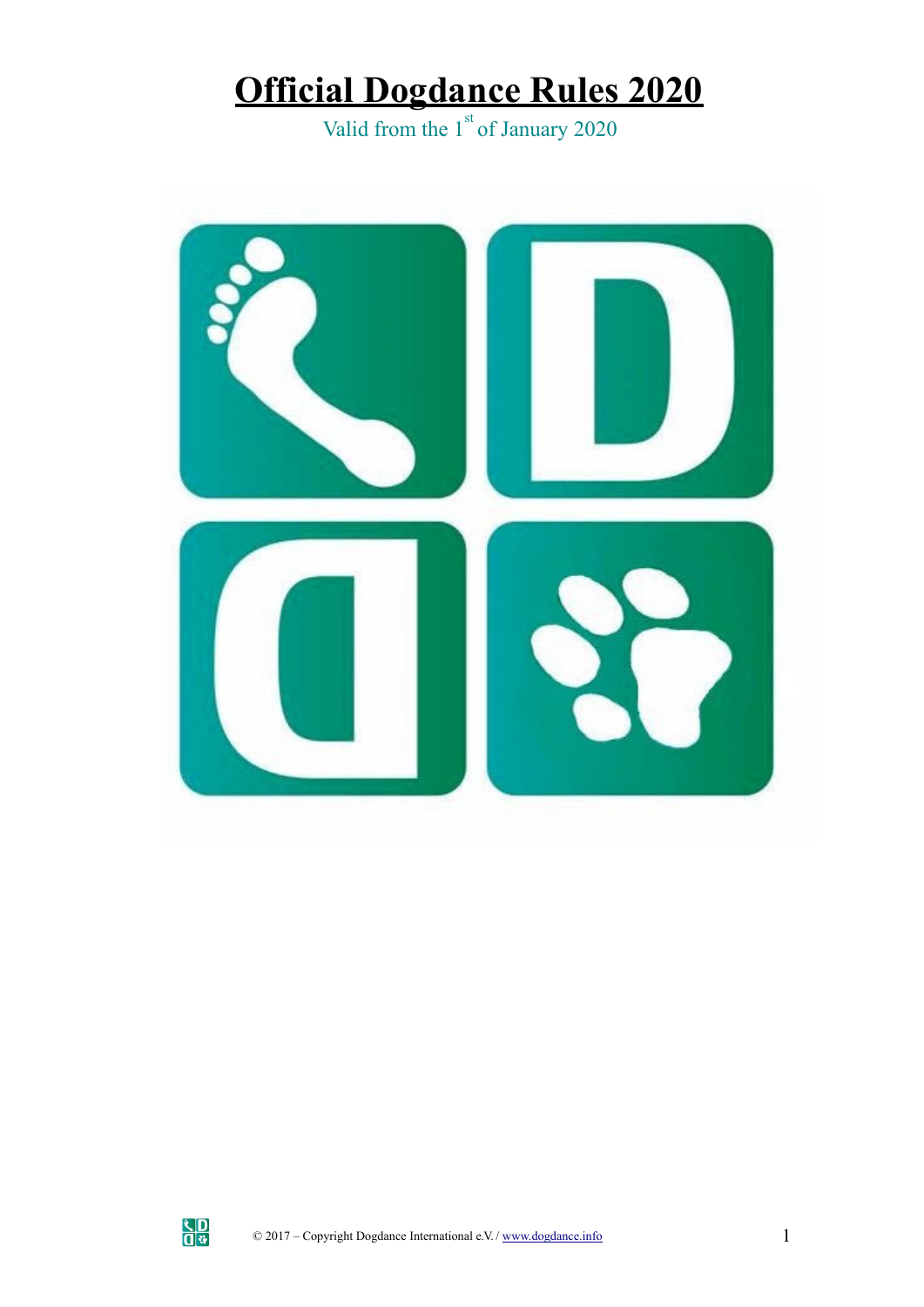# Official Dogdance Rules 2020

Valid from the 1st of January 2020

© 2017 – Copyright Dogdance International e.V. / www.dogdance.info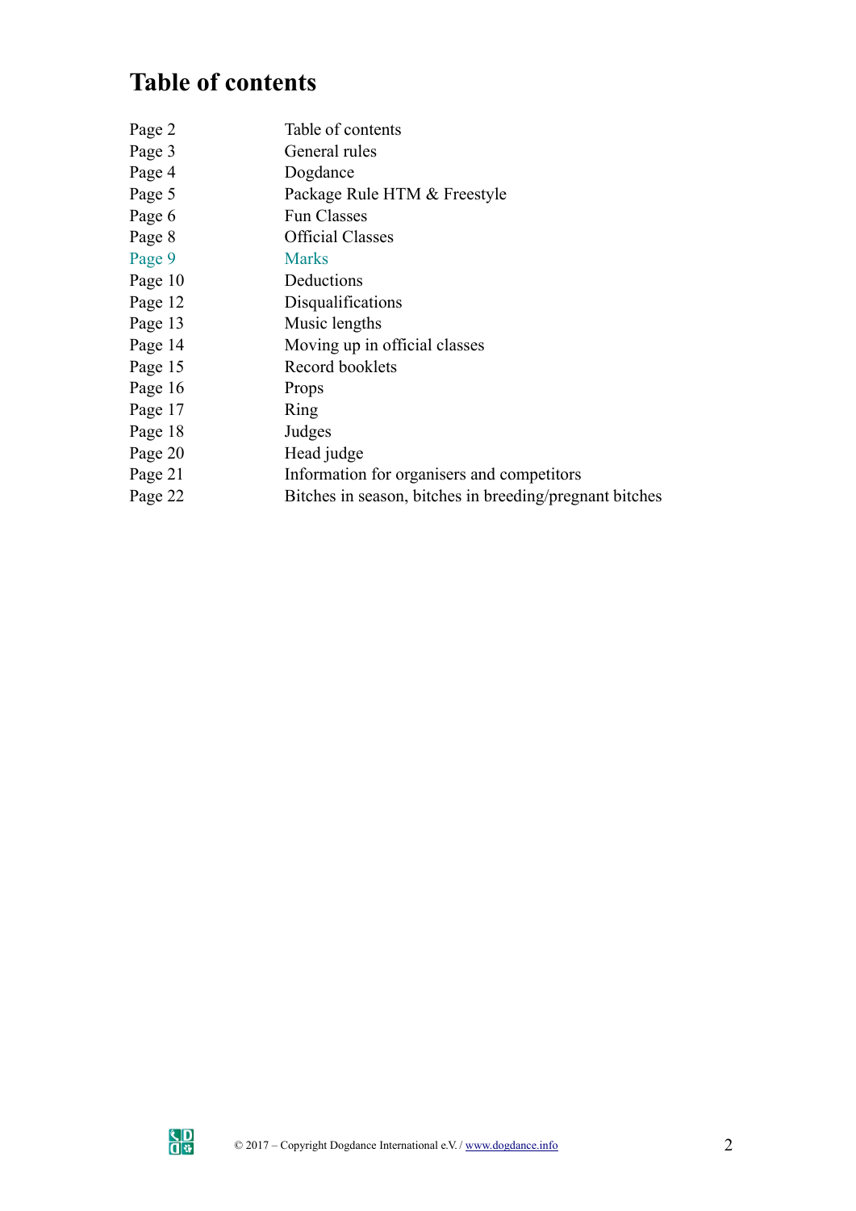# Table of contents

| | |
|---|---|
| Page 2 | Table of contents |
| Page 3 | General rules |
| Page 4 | Dogdance |
| Page 5 | Package Rule HTM & Freestyle |
| Page 6 | Fun Classes |
| Page 8 | Official Classes |
| Page 9 | Marks |
| Page 10 | Deductions |
| Page 12 | Disqualifications |
| Page 13 | Music lengths |
| Page 14 | Moving up in official classes |
| Page 15 | Record booklets |
| Page 16 | Props |
| Page 17 | Ring |
| Page 18 | Judges |
| Page 20 | Head judge |
| Page 21 | Information for organisers and competitors |
| Page 22 | Bitches in season, bitches in breeding/pregnant bitches |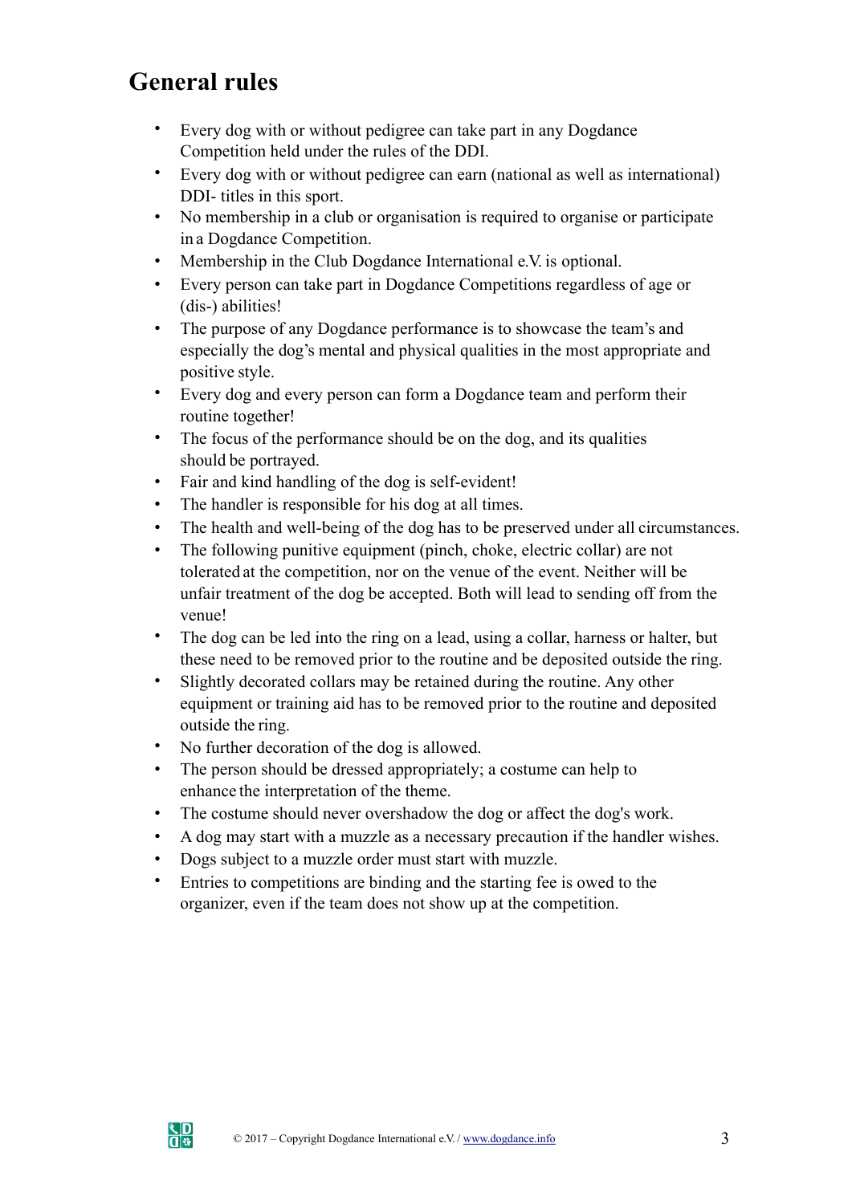# General rules

- Every dog with or without pedigree can take part in any Dogdance Competition held under the rules of the DDI.
- Every dog with or without pedigree can earn (national as well as international) DDI- titles in this sport.
- No membership in a club or organisation is required to organise or participate in a Dogdance Competition.
- Membership in the Club Dogdance International e.V. is optional.
- Every person can take part in Dogdance Competitions regardless of age or (dis-) abilities!
- The purpose of any Dogdance performance is to showcase the team's and especially the dog's mental and physical qualities in the most appropriate and positive style.
- Every dog and every person can form a Dogdance team and perform their routine together!
- The focus of the performance should be on the dog, and its qualities should be portrayed.
- Fair and kind handling of the dog is self-evident!
- The handler is responsible for his dog at all times.
- The health and well-being of the dog has to be preserved under all circumstances.
- The following punitive equipment (pinch, choke, electric collar) are not tolerated at the competition, nor on the venue of the event. Neither will be unfair treatment of the dog be accepted. Both will lead to sending off from the venue!
- The dog can be led into the ring on a lead, using a collar, harness or halter, but these need to be removed prior to the routine and be deposited outside the ring.
- Slightly decorated collars may be retained during the routine. Any other equipment or training aid has to be removed prior to the routine and deposited outside the ring.
- No further decoration of the dog is allowed.
- The person should be dressed appropriately; a costume can help to enhance the interpretation of the theme.
- The costume should never overshadow the dog or affect the dog's work.
- A dog may start with a muzzle as a necessary precaution if the handler wishes.
- Dogs subject to a muzzle order must start with muzzle.
- Entries to competitions are binding and the starting fee is owed to the organizer, even if the team does not show up at the competition.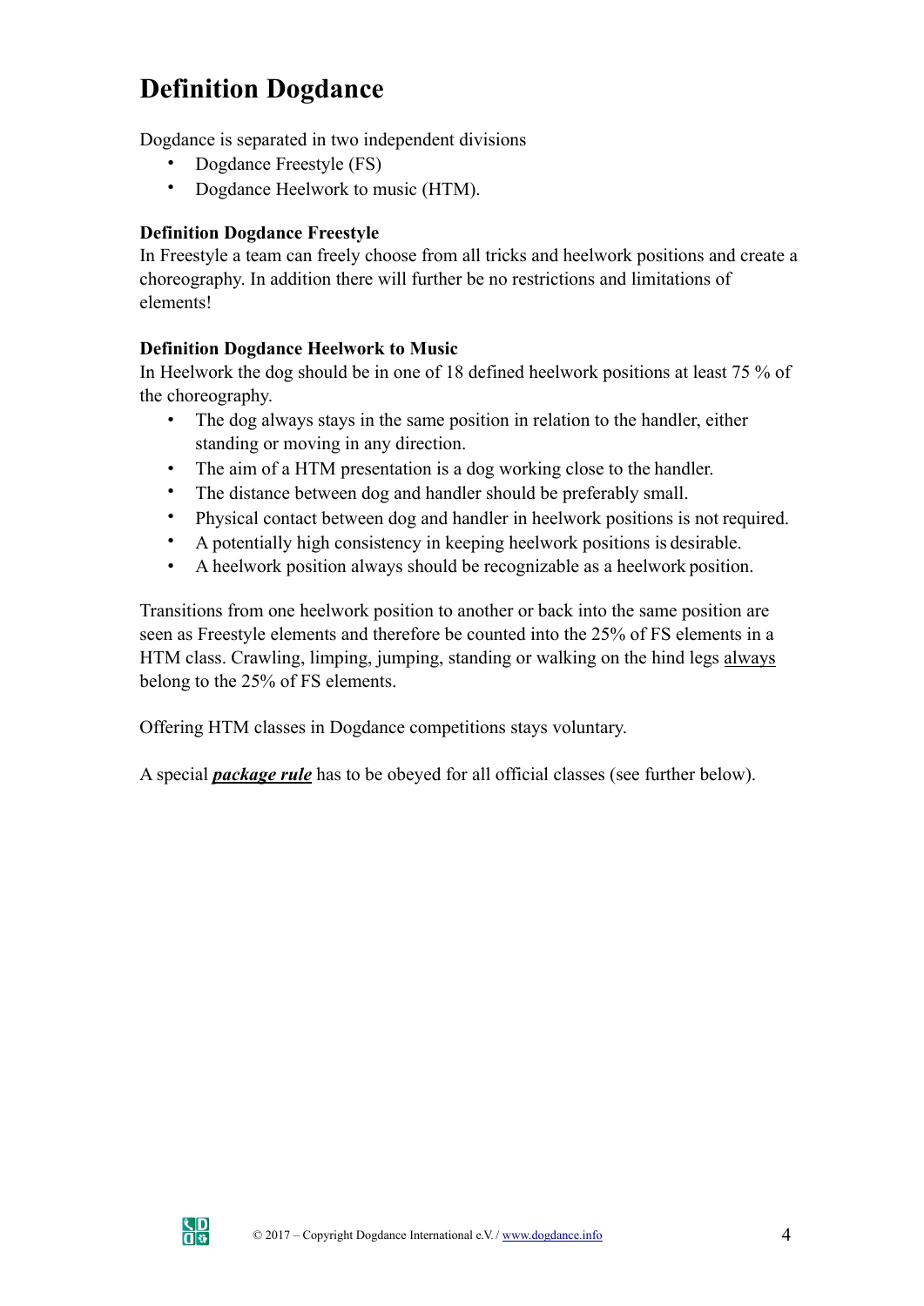# Definition Dogdance

Dogdance is separated in two independent divisions

- Dogdance Freestyle (FS)
- Dogdance Heelwork to music (HTM).

**Definition Dogdance Freestyle**

In Freestyle a team can freely choose from all tricks and heelwork positions and create a choreography. In addition there will further be no restrictions and limitations of elements!

**Definition Dogdance Heelwork to Music**

In Heelwork the dog should be in one of 18 defined heelwork positions at least 75 % of the choreography.

- The dog always stays in the same position in relation to the handler, either standing or moving in any direction.
- The aim of a HTM presentation is a dog working close to the handler.
- The distance between dog and handler should be preferably small.
- Physical contact between dog and handler in heelwork positions is not required.
- A potentially high consistency in keeping heelwork positions is desirable.
- A heelwork position always should be recognizable as a heelwork position.

Transitions from one heelwork position to another or back into the same position are seen as Freestyle elements and therefore be counted into the 25% of FS elements in a HTM class. Crawling, limping, jumping, standing or walking on the hind legs always belong to the 25% of FS elements.

Offering HTM classes in Dogdance competitions stays voluntary.

A special ***package rule*** has to be obeyed for all official classes (see further below).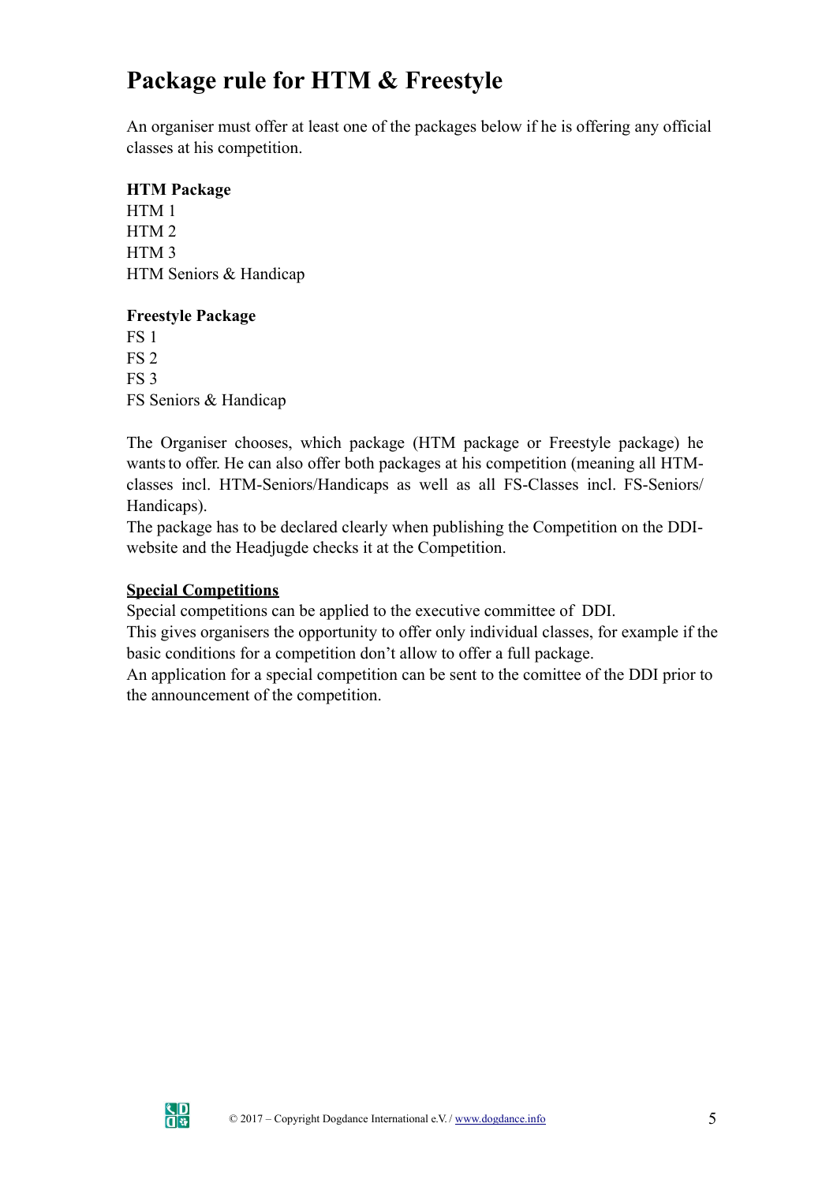# Package rule for HTM & Freestyle

An organiser must offer at least one of the packages below if he is offering any official classes at his competition.

**HTM Package**
HTM 1
HTM 2
HTM 3
HTM Seniors & Handicap

**Freestyle Package**
FS 1
FS 2
FS 3
FS Seniors & Handicap

The Organiser chooses, which package (HTM package or Freestyle package) he wants to offer. He can also offer both packages at his competition (meaning all HTM-classes incl. HTM-Seniors/Handicaps as well as all FS-Classes incl. FS-Seniors/Handicaps).
The package has to be declared clearly when publishing the Competition on the DDI-website and the Headjugde checks it at the Competition.

**Special Competitions**
Special competitions can be applied to the executive committee of DDI.
This gives organisers the opportunity to offer only individual classes, for example if the basic conditions for a competition don't allow to offer a full package.
An application for a special competition can be sent to the comittee of the DDI prior to the announcement of the competition.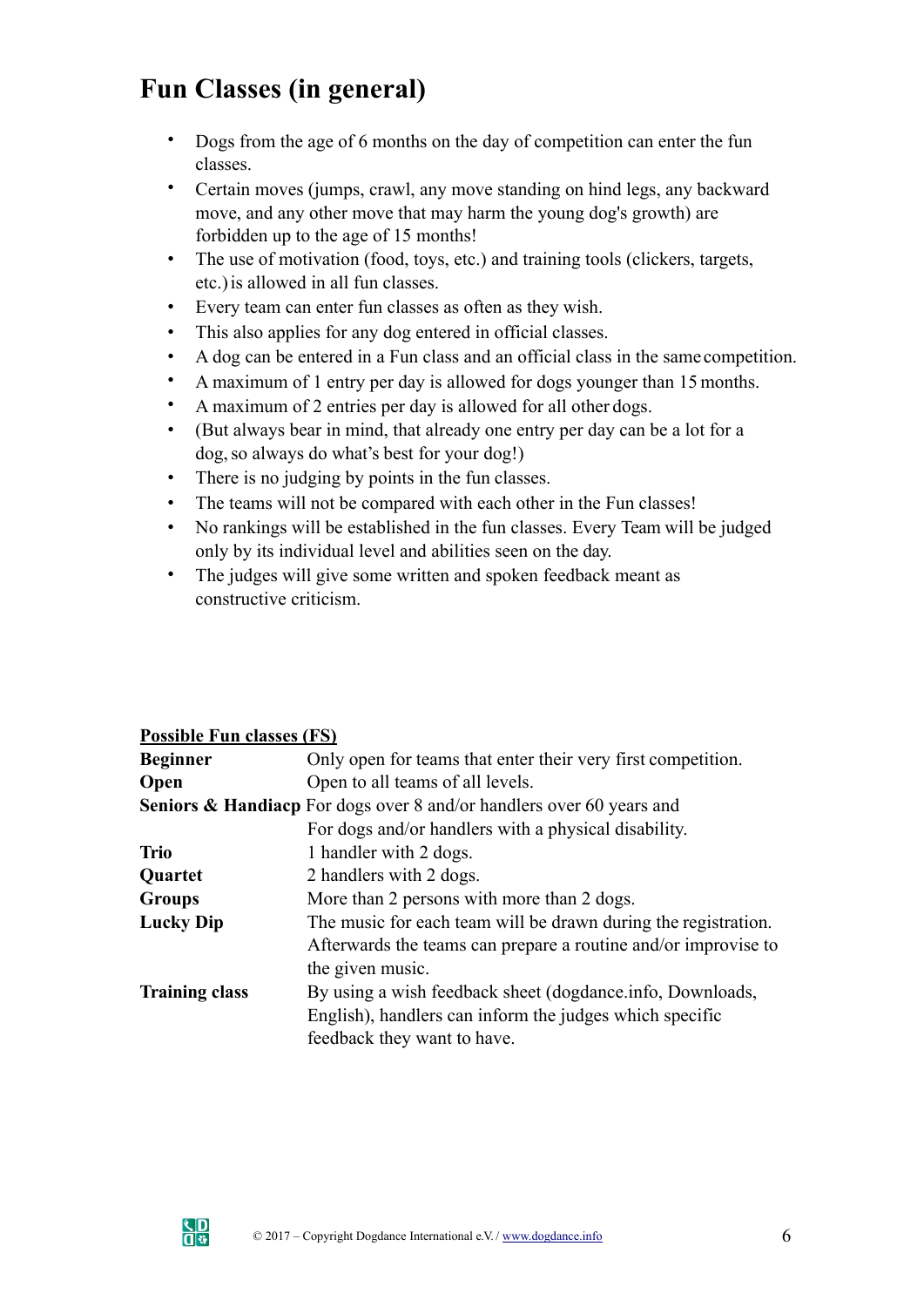# Fun Classes (in general)

- Dogs from the age of 6 months on the day of competition can enter the fun classes.
- Certain moves (jumps, crawl, any move standing on hind legs, any backward move, and any other move that may harm the young dog's growth) are forbidden up to the age of 15 months!
- The use of motivation (food, toys, etc.) and training tools (clickers, targets, etc.) is allowed in all fun classes.
- Every team can enter fun classes as often as they wish.
- This also applies for any dog entered in official classes.
- A dog can be entered in a Fun class and an official class in the same competition.
- A maximum of 1 entry per day is allowed for dogs younger than 15 months.
- A maximum of 2 entries per day is allowed for all other dogs.
- (But always bear in mind, that already one entry per day can be a lot for a dog, so always do what's best for your dog!)
- There is no judging by points in the fun classes.
- The teams will not be compared with each other in the Fun classes!
- No rankings will be established in the fun classes. Every Team will be judged only by its individual level and abilities seen on the day.
- The judges will give some written and spoken feedback meant as constructive criticism.

**Possible Fun classes (FS)**

| | |
|---|---|
| **Beginner** | Only open for teams that enter their very first competition. |
| **Open** | Open to all teams of all levels. |
| **Seniors & Handiacp** | For dogs over 8 and/or handlers over 60 years and For dogs and/or handlers with a physical disability. |
| **Trio** | 1 handler with 2 dogs. |
| **Quartet** | 2 handlers with 2 dogs. |
| **Groups** | More than 2 persons with more than 2 dogs. |
| **Lucky Dip** | The music for each team will be drawn during the registration. Afterwards the teams can prepare a routine and/or improvise to the given music. |
| **Training class** | By using a wish feedback sheet (dogdance.info, Downloads, English), handlers can inform the judges which specific feedback they want to have. |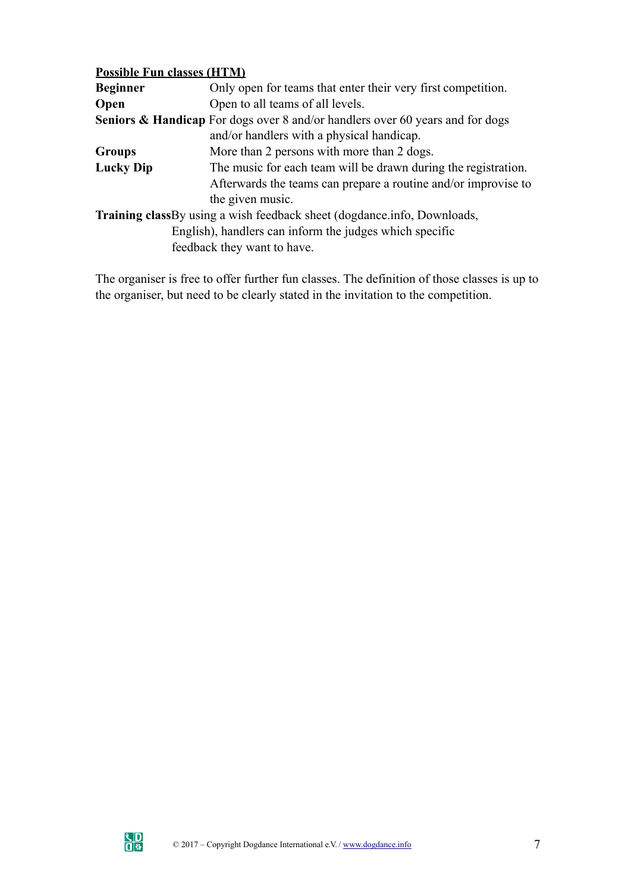**<u>Possible Fun classes (HTM)</u>**

| | |
|---|---|
| **Beginner** | Only open for teams that enter their very first competition. |
| **Open** | Open to all teams of all levels. |
| **Seniors & Handicap** | For dogs over 8 and/or handlers over 60 years and for dogs and/or handlers with a physical handicap. |
| **Groups** | More than 2 persons with more than 2 dogs. |
| **Lucky Dip** | The music for each team will be drawn during the registration. Afterwards the teams can prepare a routine and/or improvise to the given music. |
| **Training class** | By using a wish feedback sheet (dogdance.info, Downloads, English), handlers can inform the judges which specific feedback they want to have. |

The organiser is free to offer further fun classes. The definition of those classes is up to the organiser, but need to be clearly stated in the invitation to the competition.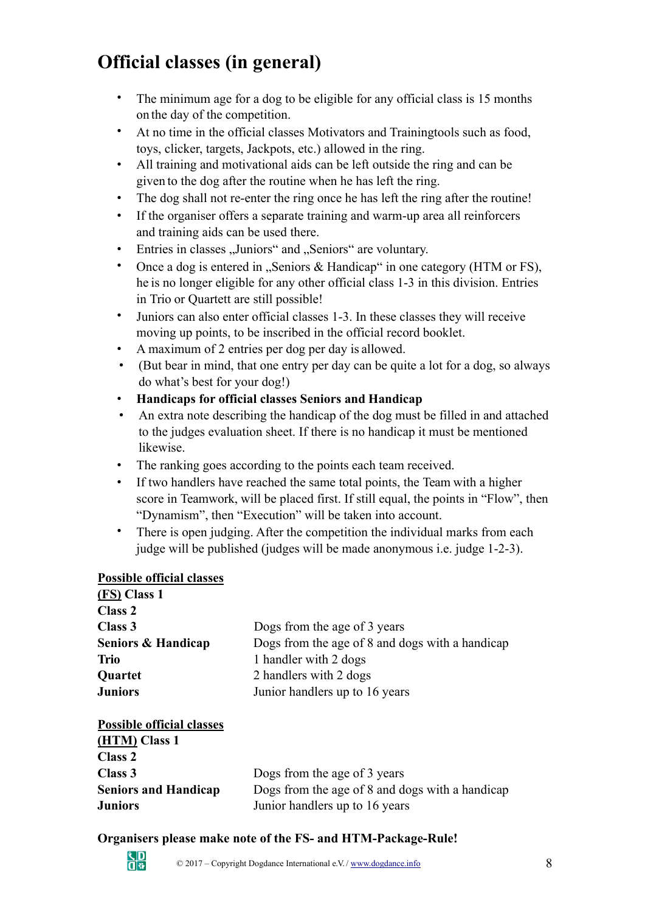# Official classes (in general)

- The minimum age for a dog to be eligible for any official class is 15 months on the day of the competition.
- At no time in the official classes Motivators and Trainingtools such as food, toys, clicker, targets, Jackpots, etc.) allowed in the ring.
- All training and motivational aids can be left outside the ring and can be given to the dog after the routine when he has left the ring.
- The dog shall not re-enter the ring once he has left the ring after the routine!
- If the organiser offers a separate training and warm-up area all reinforcers and training aids can be used there.
- Entries in classes „Juniors“ and „Seniors“ are voluntary.
- Once a dog is entered in „Seniors & Handicap“ in one category (HTM or FS), he is no longer eligible for any other official class 1-3 in this division. Entries in Trio or Quartett are still possible!
- Juniors can also enter official classes 1-3. In these classes they will receive moving up points, to be inscribed in the official record booklet.
- A maximum of 2 entries per dog per day is allowed.
- (But bear in mind, that one entry per day can be quite a lot for a dog, so always do what's best for your dog!)
- **Handicaps for official classes Seniors and Handicap**
- An extra note describing the handicap of the dog must be filled in and attached to the judges evaluation sheet. If there is no handicap it must be mentioned likewise.
- The ranking goes according to the points each team received.
- If two handlers have reached the same total points, the Team with a higher score in Teamwork, will be placed first. If still equal, the points in "Flow", then "Dynamism", then "Execution" will be taken into account.
- There is open judging. After the competition the individual marks from each judge will be published (judges will be made anonymous i.e. judge 1-2-3).

**Possible official classes**

| | |
|---|---|
| **(FS) Class 1** | |
| **Class 2** | |
| **Class 3** | Dogs from the age of 3 years |
| **Seniors & Handicap** | Dogs from the age of 8 and dogs with a handicap |
| **Trio** | 1 handler with 2 dogs |
| **Quartet** | 2 handlers with 2 dogs |
| **Juniors** | Junior handlers up to 16 years |

**Possible official classes**

| | |
|---|---|
| **(HTM) Class 1** | |
| **Class 2** | |
| **Class 3** | Dogs from the age of 3 years |
| **Seniors and Handicap** | Dogs from the age of 8 and dogs with a handicap |
| **Juniors** | Junior handlers up to 16 years |

**Organisers please make note of the FS- and HTM-Package-Rule!**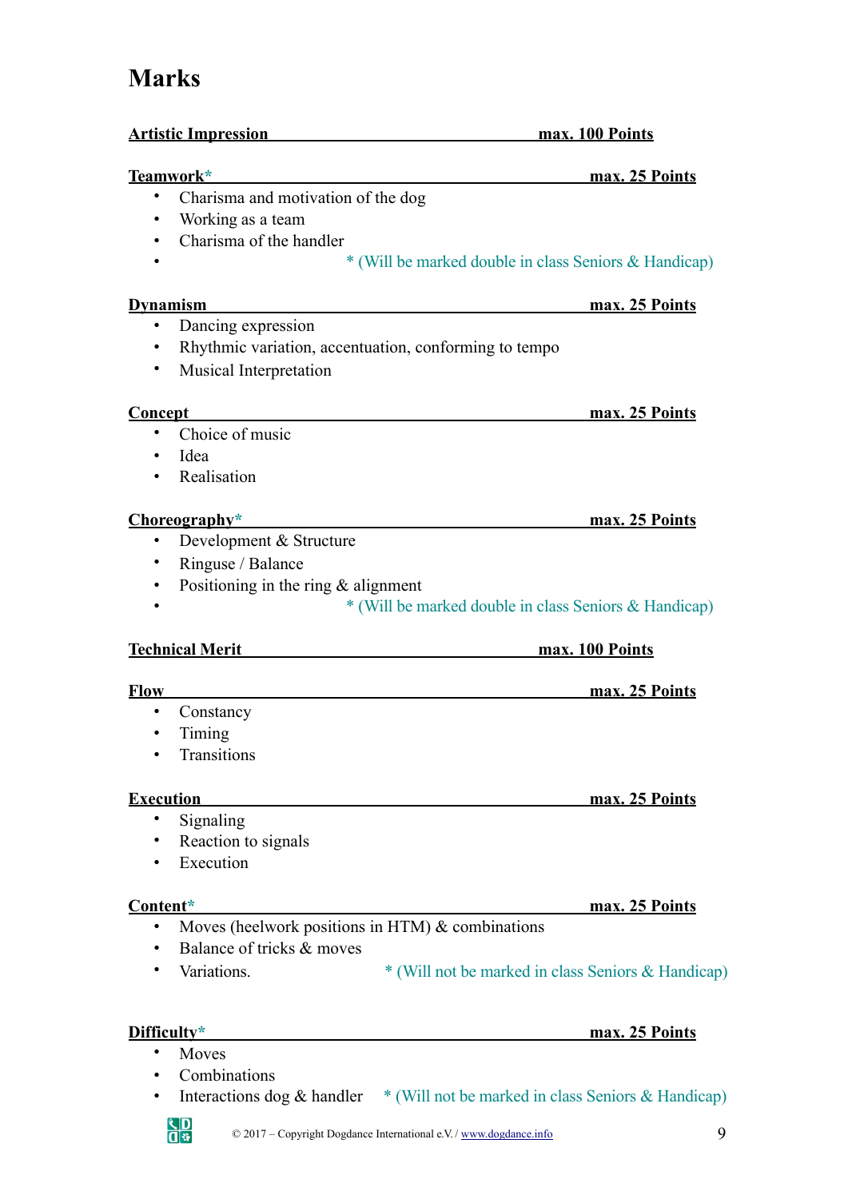# Marks

**Artistic Impression max. 100 Points**

**Teamwork* max. 25 Points**

- Charisma and motivation of the dog
- Working as a team
- Charisma of the handler
- * (Will be marked double in class Seniors & Handicap)

**Dynamism max. 25 Points**

- Dancing expression
- Rhythmic variation, accentuation, conforming to tempo
- Musical Interpretation

**Concept max. 25 Points**

- Choice of music
- Idea
- Realisation

**Choreography* max. 25 Points**

- Development & Structure
- Ringuse / Balance
- Positioning in the ring & alignment
- * (Will be marked double in class Seniors & Handicap)

**Technical Merit max. 100 Points**

**Flow max. 25 Points**

- Constancy
- Timing
- Transitions

**Execution max. 25 Points**

- Signaling
- Reaction to signals
- Execution

**Content* max. 25 Points**

- Moves (heelwork positions in HTM) & combinations
- Balance of tricks & moves
- Variations. * (Will not be marked in class Seniors & Handicap)

**Difficulty* max. 25 Points**

- Moves
- Combinations
- Interactions dog & handler * (Will not be marked in class Seniors & Handicap)

© 2017 – Copyright Dogdance International e.V. / www.dogdance.info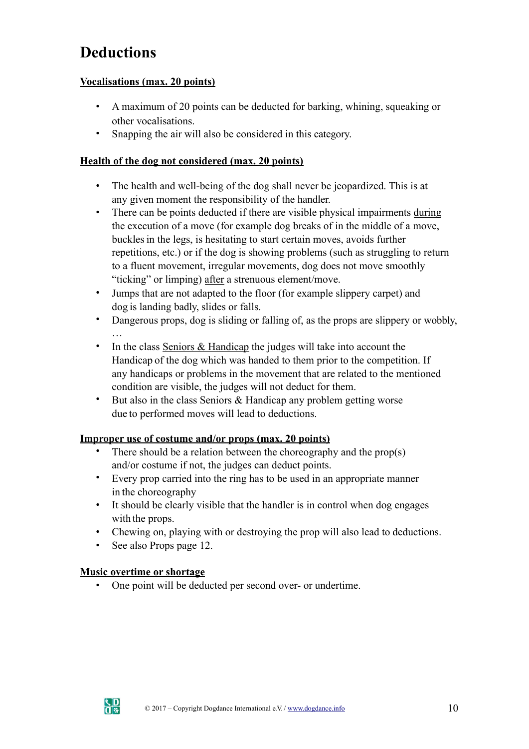# Deductions

**Vocalisations (max. 20 points)**

- A maximum of 20 points can be deducted for barking, whining, squeaking or other vocalisations.
- Snapping the air will also be considered in this category.

**Health of the dog not considered (max. 20 points)**

- The health and well-being of the dog shall never be jeopardized. This is at any given moment the responsibility of the handler.
- There can be points deducted if there are visible physical impairments during the execution of a move (for example dog breaks of in the middle of a move, buckles in the legs, is hesitating to start certain moves, avoids further repetitions, etc.) or if the dog is showing problems (such as struggling to return to a fluent movement, irregular movements, dog does not move smoothly "ticking" or limping) after a strenuous element/move.
- Jumps that are not adapted to the floor (for example slippery carpet) and dog is landing badly, slides or falls.
- Dangerous props, dog is sliding or falling of, as the props are slippery or wobbly, …
- In the class Seniors & Handicap the judges will take into account the Handicap of the dog which was handed to them prior to the competition. If any handicaps or problems in the movement that are related to the mentioned condition are visible, the judges will not deduct for them.
- But also in the class Seniors & Handicap any problem getting worse due to performed moves will lead to deductions.

**Improper use of costume and/or props (max. 20 points)**

- There should be a relation between the choreography and the prop(s) and/or costume if not, the judges can deduct points.
- Every prop carried into the ring has to be used in an appropriate manner in the choreography
- It should be clearly visible that the handler is in control when dog engages with the props.
- Chewing on, playing with or destroying the prop will also lead to deductions.
- See also Props page 12.

**Music overtime or shortage**

- One point will be deducted per second over- or undertime.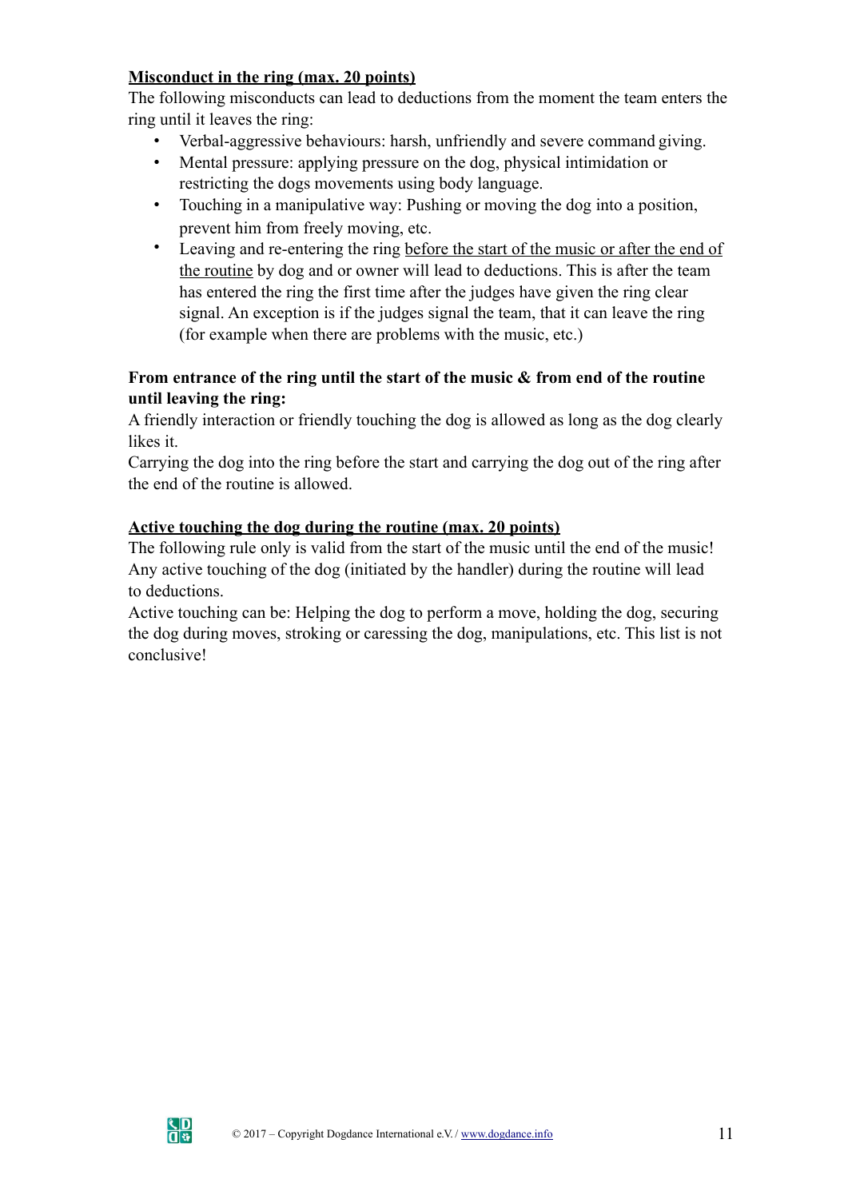**<u>Misconduct in the ring (max. 20 points)</u>**

The following misconducts can lead to deductions from the moment the team enters the ring until it leaves the ring:

- Verbal-aggressive behaviours: harsh, unfriendly and severe command giving.
- Mental pressure: applying pressure on the dog, physical intimidation or restricting the dogs movements using body language.
- Touching in a manipulative way: Pushing or moving the dog into a position, prevent him from freely moving, etc.
- Leaving and re-entering the ring <u>before the start of the music or after the end of the routine</u> by dog and or owner will lead to deductions. This is after the team has entered the ring the first time after the judges have given the ring clear signal. An exception is if the judges signal the team, that it can leave the ring (for example when there are problems with the music, etc.)

**From entrance of the ring until the start of the music & from end of the routine until leaving the ring:**

A friendly interaction or friendly touching the dog is allowed as long as the dog clearly likes it.

Carrying the dog into the ring before the start and carrying the dog out of the ring after the end of the routine is allowed.

**<u>Active touching the dog during the routine (max. 20 points)</u>**

The following rule only is valid from the start of the music until the end of the music! Any active touching of the dog (initiated by the handler) during the routine will lead to deductions.

Active touching can be: Helping the dog to perform a move, holding the dog, securing the dog during moves, stroking or caressing the dog, manipulations, etc. This list is not conclusive!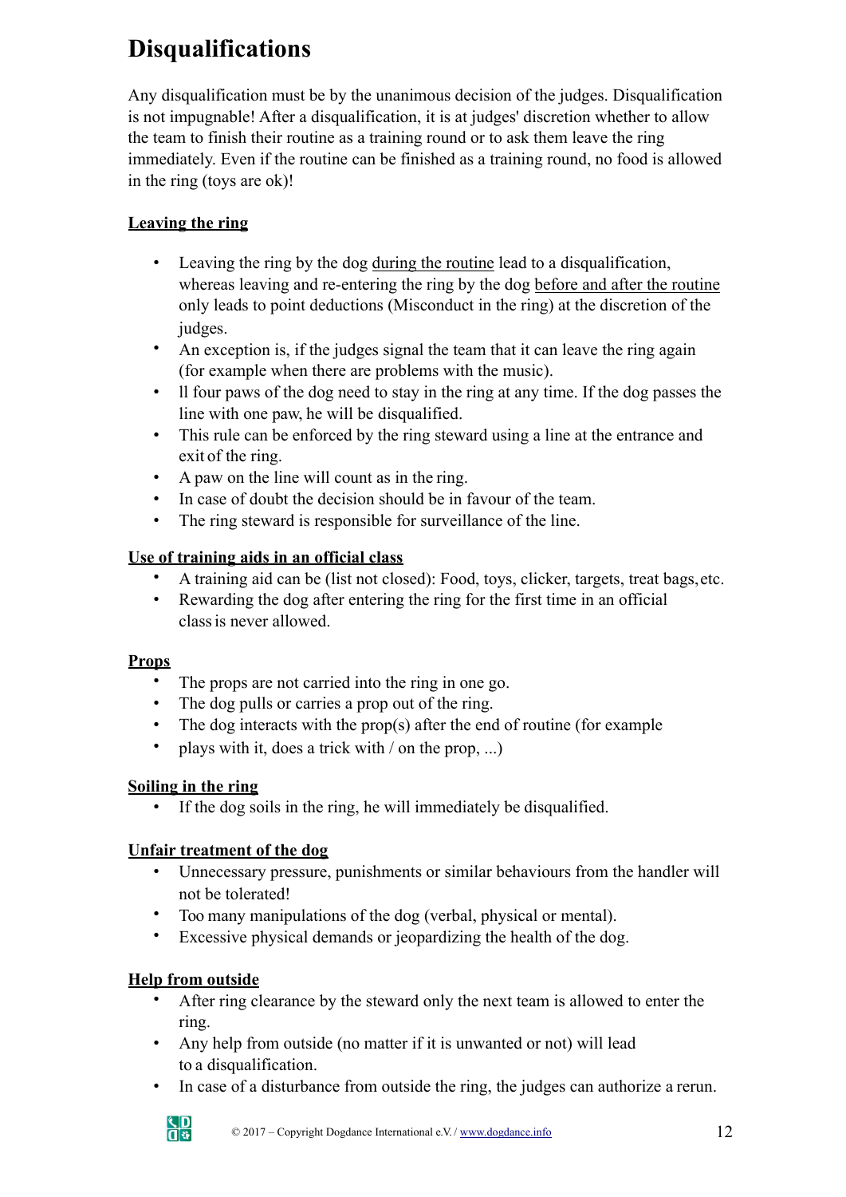# Disqualifications

Any disqualification must be by the unanimous decision of the judges. Disqualification is not impugnable! After a disqualification, it is at judges' discretion whether to allow the team to finish their routine as a training round or to ask them leave the ring immediately. Even if the routine can be finished as a training round, no food is allowed in the ring (toys are ok)!

**Leaving the ring**

- Leaving the ring by the dog during the routine lead to a disqualification, whereas leaving and re-entering the ring by the dog before and after the routine only leads to point deductions (Misconduct in the ring) at the discretion of the judges.
- An exception is, if the judges signal the team that it can leave the ring again (for example when there are problems with the music).
- ll four paws of the dog need to stay in the ring at any time. If the dog passes the line with one paw, he will be disqualified.
- This rule can be enforced by the ring steward using a line at the entrance and exit of the ring.
- A paw on the line will count as in the ring.
- In case of doubt the decision should be in favour of the team.
- The ring steward is responsible for surveillance of the line.

**Use of training aids in an official class**

- A training aid can be (list not closed): Food, toys, clicker, targets, treat bags, etc.
- Rewarding the dog after entering the ring for the first time in an official class is never allowed.

**Props**

- The props are not carried into the ring in one go.
- The dog pulls or carries a prop out of the ring.
- The dog interacts with the prop(s) after the end of routine (for example
- plays with it, does a trick with / on the prop, ...)

**Soiling in the ring**

- If the dog soils in the ring, he will immediately be disqualified.

**Unfair treatment of the dog**

- Unnecessary pressure, punishments or similar behaviours from the handler will not be tolerated!
- Too many manipulations of the dog (verbal, physical or mental).
- Excessive physical demands or jeopardizing the health of the dog.

**Help from outside**

- After ring clearance by the steward only the next team is allowed to enter the ring.
- Any help from outside (no matter if it is unwanted or not) will lead to a disqualification.
- In case of a disturbance from outside the ring, the judges can authorize a rerun.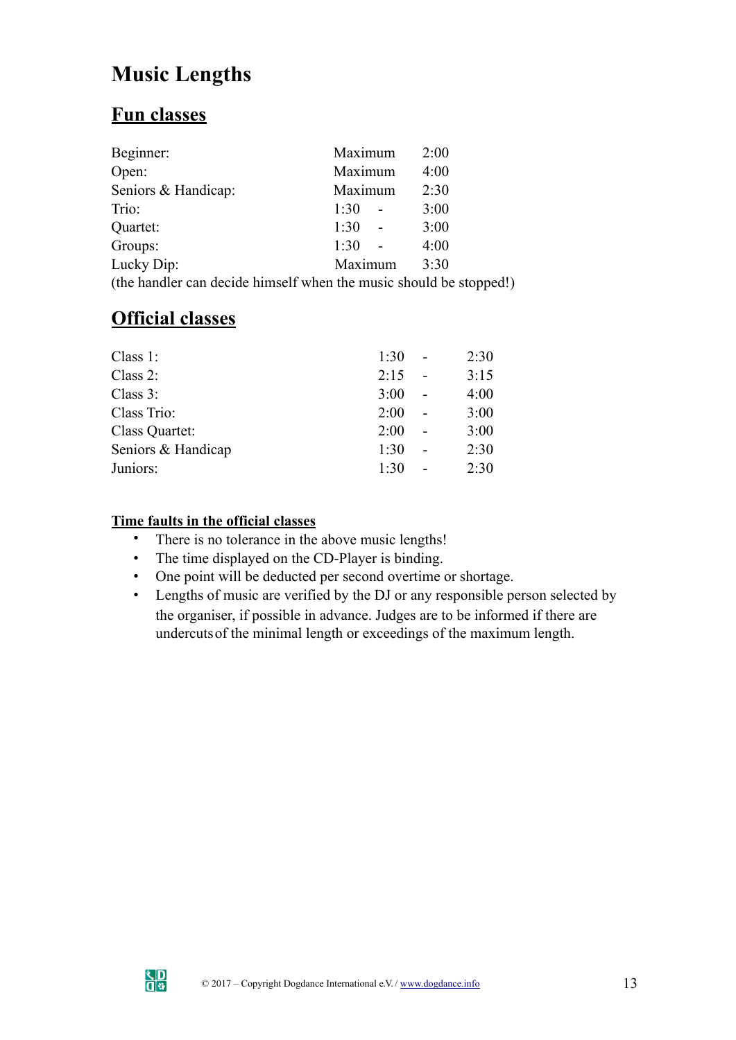# Music Lengths

## Fun classes

| | | |
|---|---|---|
| Beginner: | Maximum | 2:00 |
| Open: | Maximum | 4:00 |
| Seniors & Handicap: | Maximum | 2:30 |
| Trio: | 1:30 - | 3:00 |
| Quartet: | 1:30 - | 3:00 |
| Groups: | 1:30 - | 4:00 |
| Lucky Dip: | Maximum | 3:30 |

(the handler can decide himself when the music should be stopped!)

## Official classes

| | | | |
|---|---|---|---|
| Class 1: | 1:30 | - | 2:30 |
| Class 2: | 2:15 | - | 3:15 |
| Class 3: | 3:00 | - | 4:00 |
| Class Trio: | 2:00 | - | 3:00 |
| Class Quartet: | 2:00 | - | 3:00 |
| Seniors & Handicap | 1:30 | - | 2:30 |
| Juniors: | 1:30 | - | 2:30 |

**Time faults in the official classes**

- There is no tolerance in the above music lengths!
- The time displayed on the CD-Player is binding.
- One point will be deducted per second overtime or shortage.
- Lengths of music are verified by the DJ or any responsible person selected by the organiser, if possible in advance. Judges are to be informed if there are undercuts of the minimal length or exceedings of the maximum length.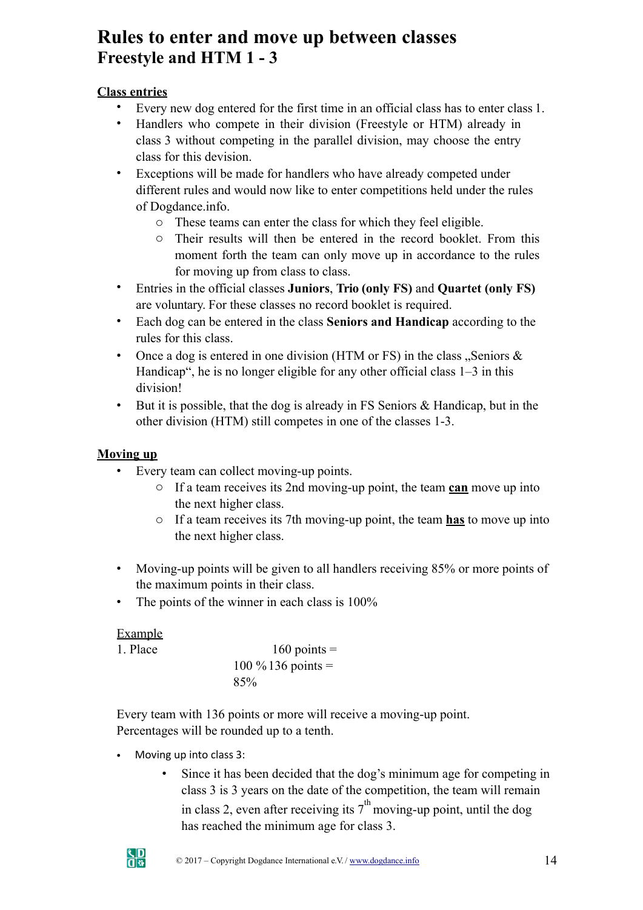# Rules to enter and move up between classes
## Freestyle and HTM 1 - 3

**Class entries**

- Every new dog entered for the first time in an official class has to enter class 1.
- Handlers who compete in their division (Freestyle or HTM) already in class 3 without competing in the parallel division, may choose the entry class for this division.
- Exceptions will be made for handlers who have already competed under different rules and would now like to enter competitions held under the rules of Dogdance.info.
  - These teams can enter the class for which they feel eligible.
  - Their results will then be entered in the record booklet. From this moment forth the team can only move up in accordance to the rules for moving up from class to class.
- Entries in the official classes **Juniors**, **Trio (only FS)** and **Quartet (only FS)** are voluntary. For these classes no record booklet is required.
- Each dog can be entered in the class **Seniors and Handicap** according to the rules for this class.
- Once a dog is entered in one division (HTM or FS) in the class „Seniors & Handicap“, he is no longer eligible for any other official class 1–3 in this division!
- But it is possible, that the dog is already in FS Seniors & Handicap, but in the other division (HTM) still competes in one of the classes 1-3.

**Moving up**

- Every team can collect moving-up points.
  - If a team receives its 2nd moving-up point, the team **can** move up into the next higher class.
  - If a team receives its 7th moving-up point, the team **has** to move up into the next higher class.

- Moving-up points will be given to all handlers receiving 85% or more points of the maximum points in their class.
- The points of the winner in each class is 100%

Example

1. Place 160 points = 100 % 136 points = 85%

Every team with 136 points or more will receive a moving-up point.
Percentages will be rounded up to a tenth.

- Moving up into class 3:
  - Since it has been decided that the dog's minimum age for competing in class 3 is 3 years on the date of the competition, the team will remain in class 2, even after receiving its 7th moving-up point, until the dog has reached the minimum age for class 3.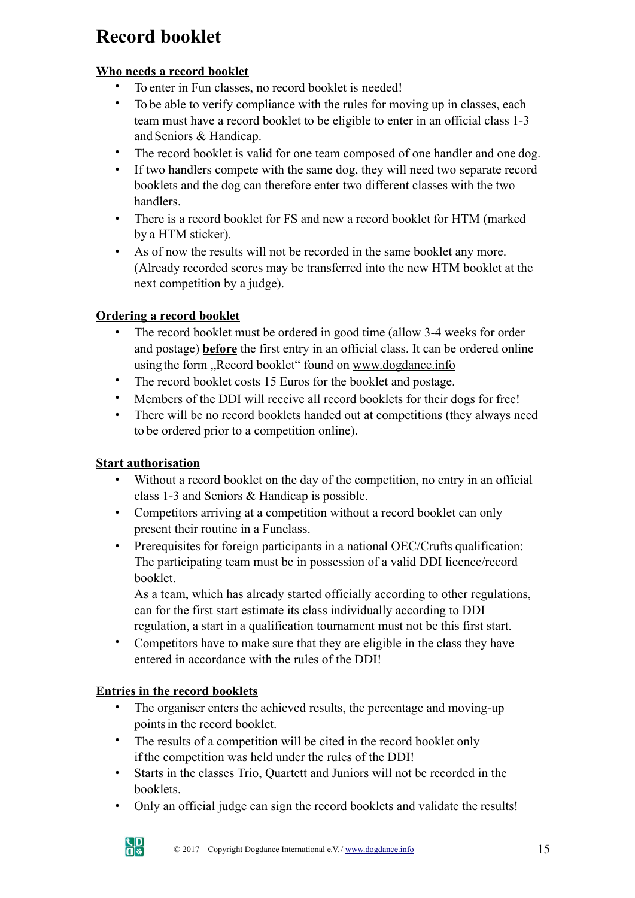# Record booklet

**Who needs a record booklet**

- To enter in Fun classes, no record booklet is needed!
- To be able to verify compliance with the rules for moving up in classes, each team must have a record booklet to be eligible to enter in an official class 1-3 and Seniors & Handicap.
- The record booklet is valid for one team composed of one handler and one dog.
- If two handlers compete with the same dog, they will need two separate record booklets and the dog can therefore enter two different classes with the two handlers.
- There is a record booklet for FS and new a record booklet for HTM (marked by a HTM sticker).
- As of now the results will not be recorded in the same booklet any more. (Already recorded scores may be transferred into the new HTM booklet at the next competition by a judge).

**Ordering a record booklet**

- The record booklet must be ordered in good time (allow 3-4 weeks for order and postage) **before** the first entry in an official class. It can be ordered online using the form „Record booklet“ found on www.dogdance.info
- The record booklet costs 15 Euros for the booklet and postage.
- Members of the DDI will receive all record booklets for their dogs for free!
- There will be no record booklets handed out at competitions (they always need to be ordered prior to a competition online).

**Start authorisation**

- Without a record booklet on the day of the competition, no entry in an official class 1-3 and Seniors & Handicap is possible.
- Competitors arriving at a competition without a record booklet can only present their routine in a Funclass.
- Prerequisites for foreign participants in a national OEC/Crufts qualification: The participating team must be in possession of a valid DDI licence/record booklet.
  As a team, which has already started officially according to other regulations, can for the first start estimate its class individually according to DDI regulation, a start in a qualification tournament must not be this first start.
- Competitors have to make sure that they are eligible in the class they have entered in accordance with the rules of the DDI!

**Entries in the record booklets**

- The organiser enters the achieved results, the percentage and moving-up points in the record booklet.
- The results of a competition will be cited in the record booklet only if the competition was held under the rules of the DDI!
- Starts in the classes Trio, Quartett and Juniors will not be recorded in the booklets.
- Only an official judge can sign the record booklets and validate the results!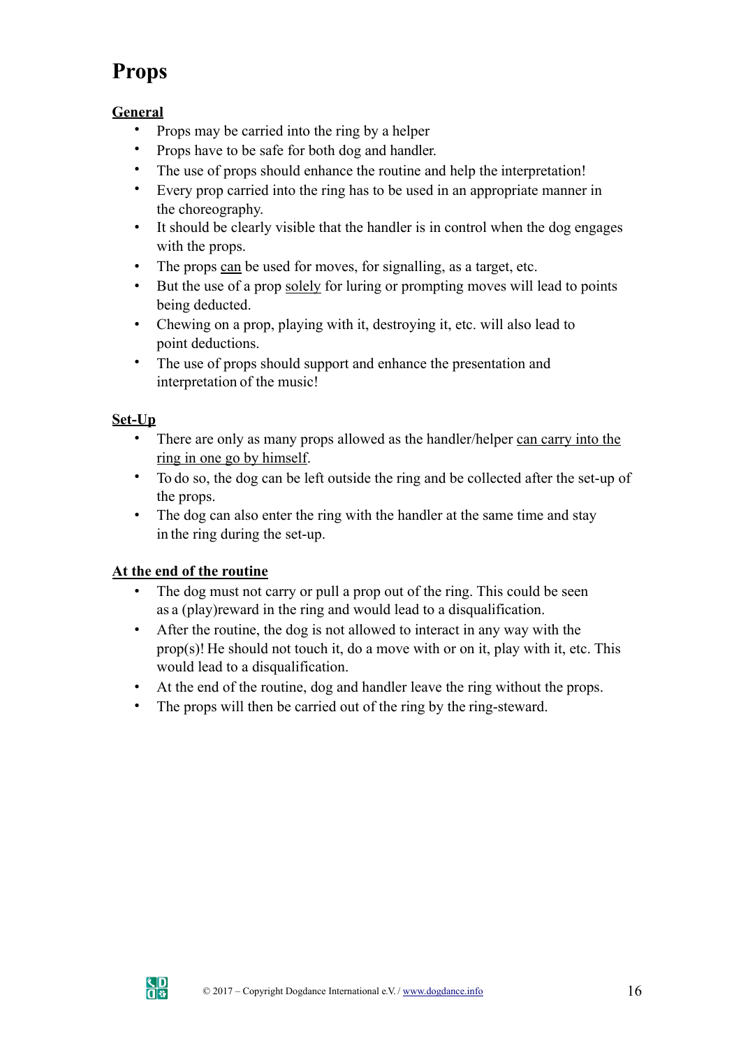# Props

**General**

- Props may be carried into the ring by a helper
- Props have to be safe for both dog and handler.
- The use of props should enhance the routine and help the interpretation!
- Every prop carried into the ring has to be used in an appropriate manner in the choreography.
- It should be clearly visible that the handler is in control when the dog engages with the props.
- The props can be used for moves, for signalling, as a target, etc.
- But the use of a prop solely for luring or prompting moves will lead to points being deducted.
- Chewing on a prop, playing with it, destroying it, etc. will also lead to point deductions.
- The use of props should support and enhance the presentation and interpretation of the music!

**Set-Up**

- There are only as many props allowed as the handler/helper can carry into the ring in one go by himself.
- To do so, the dog can be left outside the ring and be collected after the set-up of the props.
- The dog can also enter the ring with the handler at the same time and stay in the ring during the set-up.

**At the end of the routine**

- The dog must not carry or pull a prop out of the ring. This could be seen as a (play)reward in the ring and would lead to a disqualification.
- After the routine, the dog is not allowed to interact in any way with the prop(s)! He should not touch it, do a move with or on it, play with it, etc. This would lead to a disqualification.
- At the end of the routine, dog and handler leave the ring without the props.
- The props will then be carried out of the ring by the ring-steward.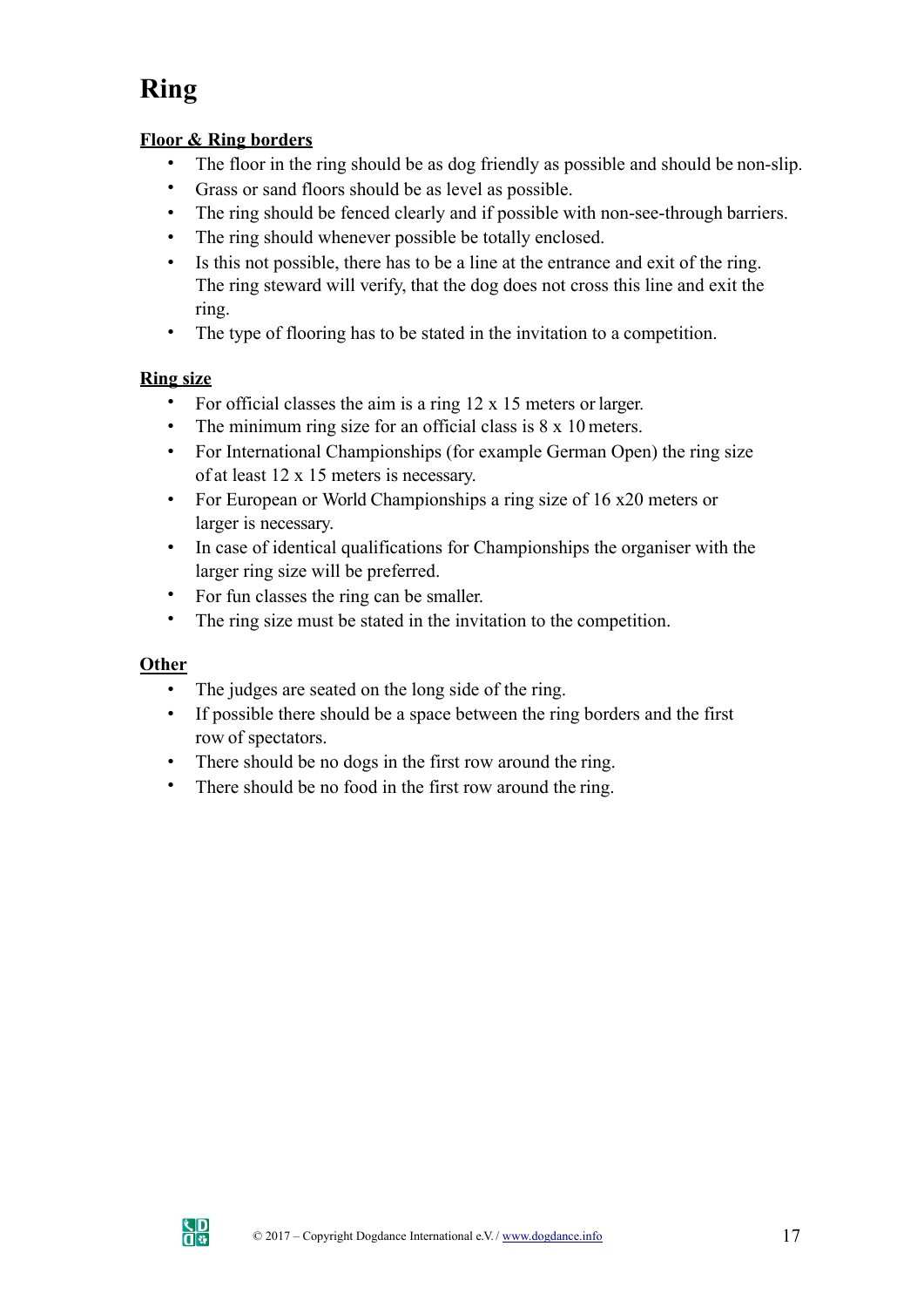# Ring

**Floor & Ring borders**

- The floor in the ring should be as dog friendly as possible and should be non-slip.
- Grass or sand floors should be as level as possible.
- The ring should be fenced clearly and if possible with non-see-through barriers.
- The ring should whenever possible be totally enclosed.
- Is this not possible, there has to be a line at the entrance and exit of the ring. The ring steward will verify, that the dog does not cross this line and exit the ring.
- The type of flooring has to be stated in the invitation to a competition.

**Ring size**

- For official classes the aim is a ring 12 x 15 meters or larger.
- The minimum ring size for an official class is 8 x 10 meters.
- For International Championships (for example German Open) the ring size of at least 12 x 15 meters is necessary.
- For European or World Championships a ring size of 16 x20 meters or larger is necessary.
- In case of identical qualifications for Championships the organiser with the larger ring size will be preferred.
- For fun classes the ring can be smaller.
- The ring size must be stated in the invitation to the competition.

**Other**

- The judges are seated on the long side of the ring.
- If possible there should be a space between the ring borders and the first row of spectators.
- There should be no dogs in the first row around the ring.
- There should be no food in the first row around the ring.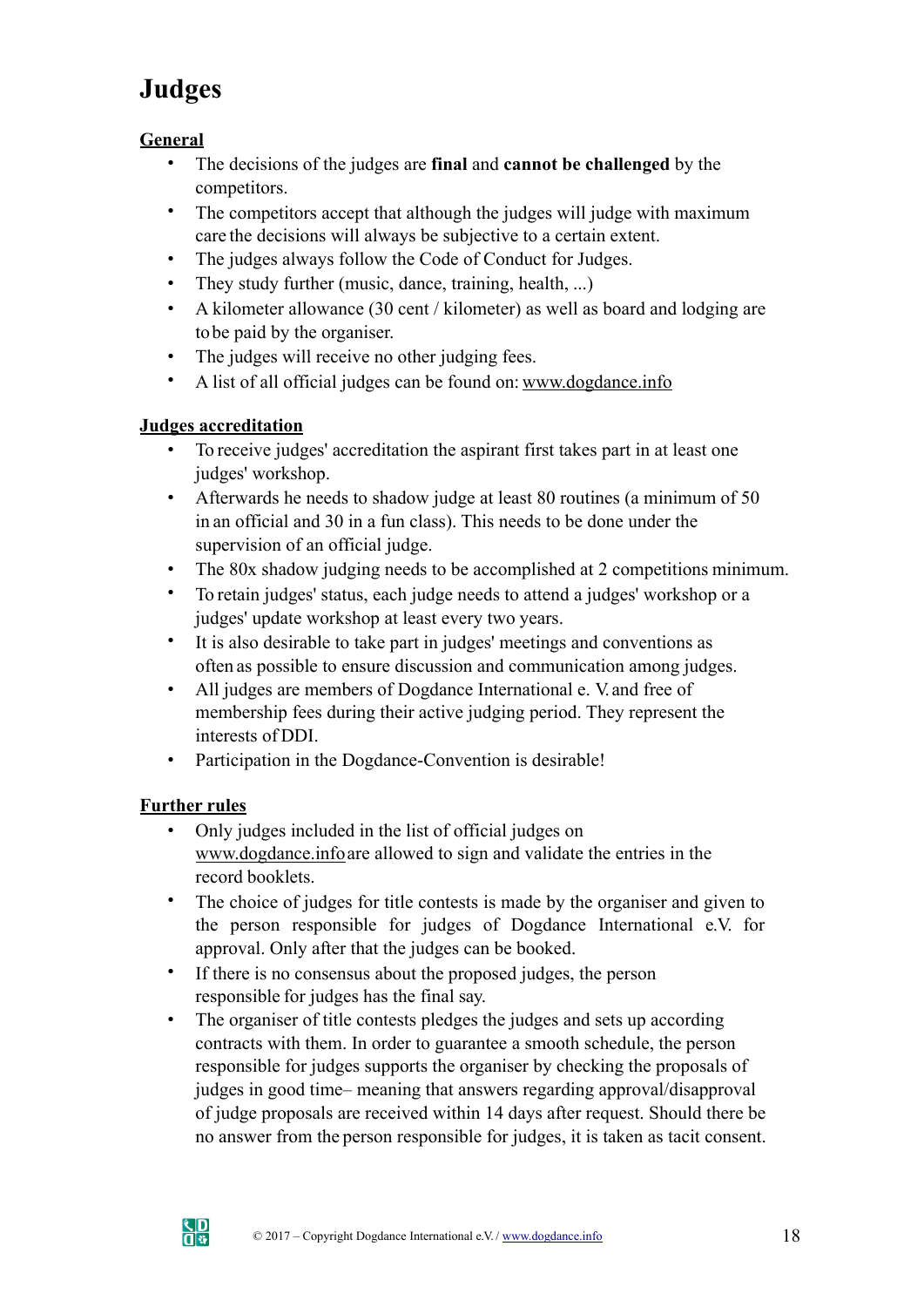# Judges

## General

- The decisions of the judges are **final** and **cannot be challenged** by the competitors.
- The competitors accept that although the judges will judge with maximum care the decisions will always be subjective to a certain extent.
- The judges always follow the Code of Conduct for Judges.
- They study further (music, dance, training, health, ...)
- A kilometer allowance (30 cent / kilometer) as well as board and lodging are to be paid by the organiser.
- The judges will receive no other judging fees.
- A list of all official judges can be found on: www.dogdance.info

## Judges accreditation

- To receive judges' accreditation the aspirant first takes part in at least one judges' workshop.
- Afterwards he needs to shadow judge at least 80 routines (a minimum of 50 in an official and 30 in a fun class). This needs to be done under the supervision of an official judge.
- The 80x shadow judging needs to be accomplished at 2 competitions minimum.
- To retain judges' status, each judge needs to attend a judges' workshop or a judges' update workshop at least every two years.
- It is also desirable to take part in judges' meetings and conventions as often as possible to ensure discussion and communication among judges.
- All judges are members of Dogdance International e. V. and free of membership fees during their active judging period. They represent the interests of DDI.
- Participation in the Dogdance-Convention is desirable!

## Further rules

- Only judges included in the list of official judges on www.dogdance.info are allowed to sign and validate the entries in the record booklets.
- The choice of judges for title contests is made by the organiser and given to the person responsible for judges of Dogdance International e.V. for approval. Only after that the judges can be booked.
- If there is no consensus about the proposed judges, the person responsible for judges has the final say.
- The organiser of title contests pledges the judges and sets up according contracts with them. In order to guarantee a smooth schedule, the person responsible for judges supports the organiser by checking the proposals of judges in good time– meaning that answers regarding approval/disapproval of judge proposals are received within 14 days after request. Should there be no answer from the person responsible for judges, it is taken as tacit consent.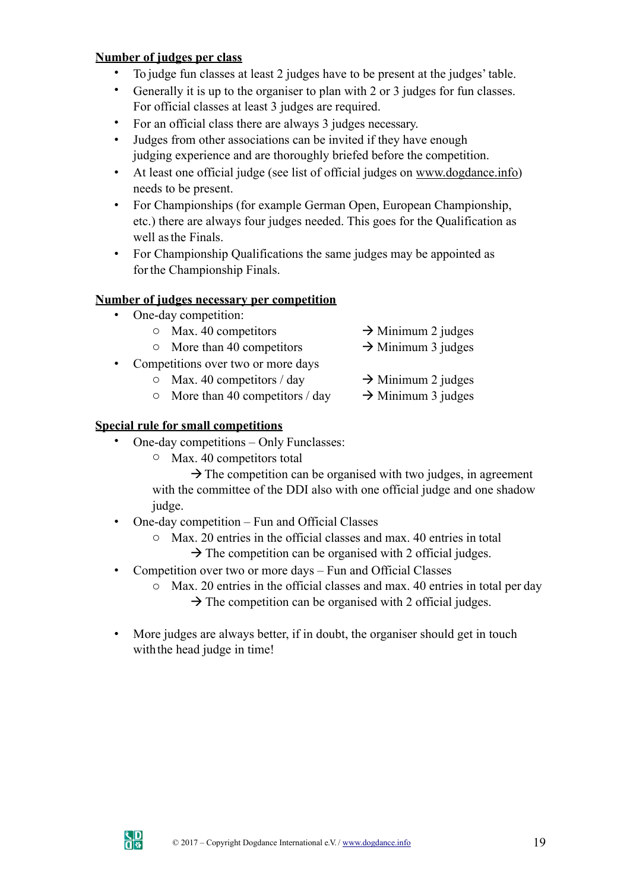**Number of judges per class**

- To judge fun classes at least 2 judges have to be present at the judges' table.
- Generally it is up to the organiser to plan with 2 or 3 judges for fun classes. For official classes at least 3 judges are required.
- For an official class there are always 3 judges necessary.
- Judges from other associations can be invited if they have enough judging experience and are thoroughly briefed before the competition.
- At least one official judge (see list of official judges on www.dogdance.info) needs to be present.
- For Championships (for example German Open, European Championship, etc.) there are always four judges needed. This goes for the Qualification as well as the Finals.
- For Championship Qualifications the same judges may be appointed as for the Championship Finals.

**Number of judges necessary per competition**

- One-day competition:
  - Max. 40 competitors → Minimum 2 judges
  - More than 40 competitors → Minimum 3 judges
- Competitions over two or more days
  - Max. 40 competitors / day → Minimum 2 judges
  - More than 40 competitors / day → Minimum 3 judges

**Special rule for small competitions**

- One-day competitions – Only Funclasses:
  - Max. 40 competitors total
    → The competition can be organised with two judges, in agreement with the committee of the DDI also with one official judge and one shadow judge.
- One-day competition – Fun and Official Classes
  - Max. 20 entries in the official classes and max. 40 entries in total
    → The competition can be organised with 2 official judges.
- Competition over two or more days – Fun and Official Classes
  - Max. 20 entries in the official classes and max. 40 entries in total per day
    → The competition can be organised with 2 official judges.

- More judges are always better, if in doubt, the organiser should get in touch with the head judge in time!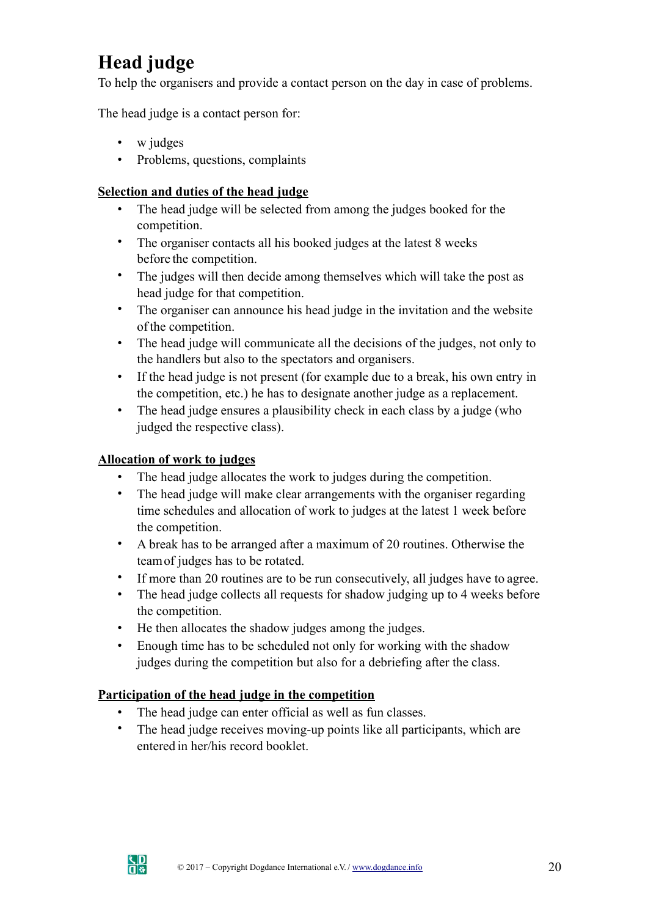# Head judge

To help the organisers and provide a contact person on the day in case of problems.

The head judge is a contact person for:

- w judges
- Problems, questions, complaints

**Selection and duties of the head judge**

- The head judge will be selected from among the judges booked for the competition.
- The organiser contacts all his booked judges at the latest 8 weeks before the competition.
- The judges will then decide among themselves which will take the post as head judge for that competition.
- The organiser can announce his head judge in the invitation and the website of the competition.
- The head judge will communicate all the decisions of the judges, not only to the handlers but also to the spectators and organisers.
- If the head judge is not present (for example due to a break, his own entry in the competition, etc.) he has to designate another judge as a replacement.
- The head judge ensures a plausibility check in each class by a judge (who judged the respective class).

**Allocation of work to judges**

- The head judge allocates the work to judges during the competition.
- The head judge will make clear arrangements with the organiser regarding time schedules and allocation of work to judges at the latest 1 week before the competition.
- A break has to be arranged after a maximum of 20 routines. Otherwise the team of judges has to be rotated.
- If more than 20 routines are to be run consecutively, all judges have to agree.
- The head judge collects all requests for shadow judging up to 4 weeks before the competition.
- He then allocates the shadow judges among the judges.
- Enough time has to be scheduled not only for working with the shadow judges during the competition but also for a debriefing after the class.

**Participation of the head judge in the competition**

- The head judge can enter official as well as fun classes.
- The head judge receives moving-up points like all participants, which are entered in her/his record booklet.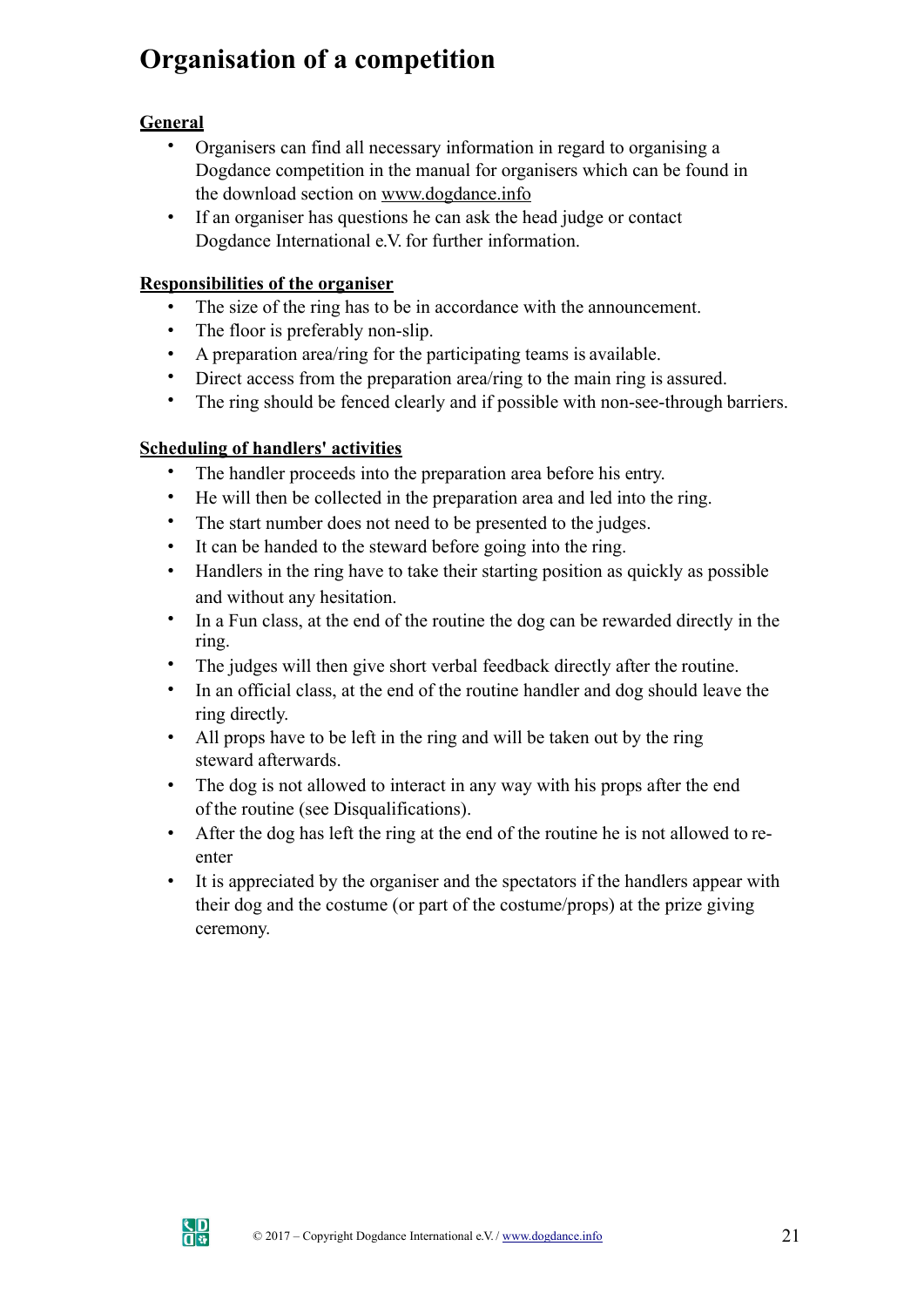# Organisation of a competition

## General

- Organisers can find all necessary information in regard to organising a Dogdance competition in the manual for organisers which can be found in the download section on www.dogdance.info
- If an organiser has questions he can ask the head judge or contact Dogdance International e.V. for further information.

## Responsibilities of the organiser

- The size of the ring has to be in accordance with the announcement.
- The floor is preferably non-slip.
- A preparation area/ring for the participating teams is available.
- Direct access from the preparation area/ring to the main ring is assured.
- The ring should be fenced clearly and if possible with non-see-through barriers.

## Scheduling of handlers' activities

- The handler proceeds into the preparation area before his entry.
- He will then be collected in the preparation area and led into the ring.
- The start number does not need to be presented to the judges.
- It can be handed to the steward before going into the ring.
- Handlers in the ring have to take their starting position as quickly as possible and without any hesitation.
- In a Fun class, at the end of the routine the dog can be rewarded directly in the ring.
- The judges will then give short verbal feedback directly after the routine.
- In an official class, at the end of the routine handler and dog should leave the ring directly.
- All props have to be left in the ring and will be taken out by the ring steward afterwards.
- The dog is not allowed to interact in any way with his props after the end of the routine (see Disqualifications).
- After the dog has left the ring at the end of the routine he is not allowed to re-enter
- It is appreciated by the organiser and the spectators if the handlers appear with their dog and the costume (or part of the costume/props) at the prize giving ceremony.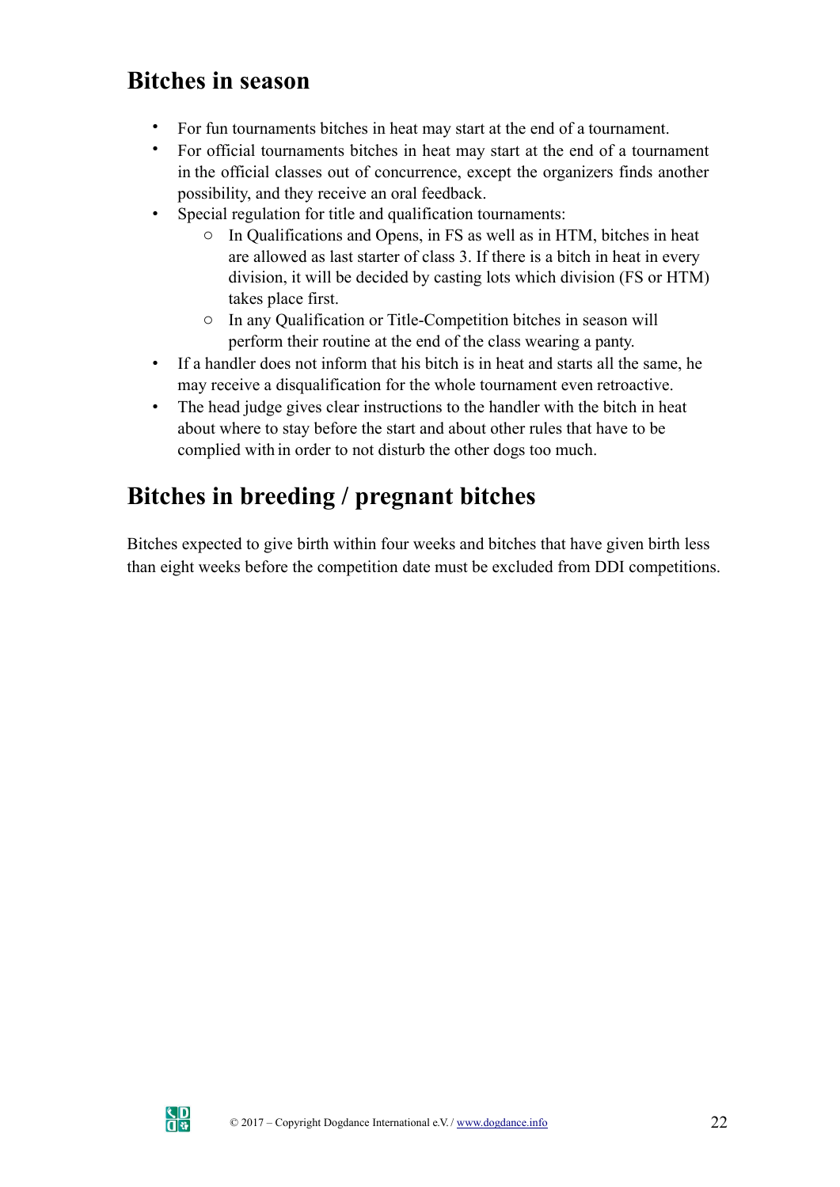## Bitches in season

- For fun tournaments bitches in heat may start at the end of a tournament.
- For official tournaments bitches in heat may start at the end of a tournament in the official classes out of concurrence, except the organizers finds another possibility, and they receive an oral feedback.
- Special regulation for title and qualification tournaments:
  - In Qualifications and Opens, in FS as well as in HTM, bitches in heat are allowed as last starter of class 3. If there is a bitch in heat in every division, it will be decided by casting lots which division (FS or HTM) takes place first.
  - In any Qualification or Title-Competition bitches in season will perform their routine at the end of the class wearing a panty.
- If a handler does not inform that his bitch is in heat and starts all the same, he may receive a disqualification for the whole tournament even retroactive.
- The head judge gives clear instructions to the handler with the bitch in heat about where to stay before the start and about other rules that have to be complied with in order to not disturb the other dogs too much.

## Bitches in breeding / pregnant bitches

Bitches expected to give birth within four weeks and bitches that have given birth less than eight weeks before the competition date must be excluded from DDI competitions.